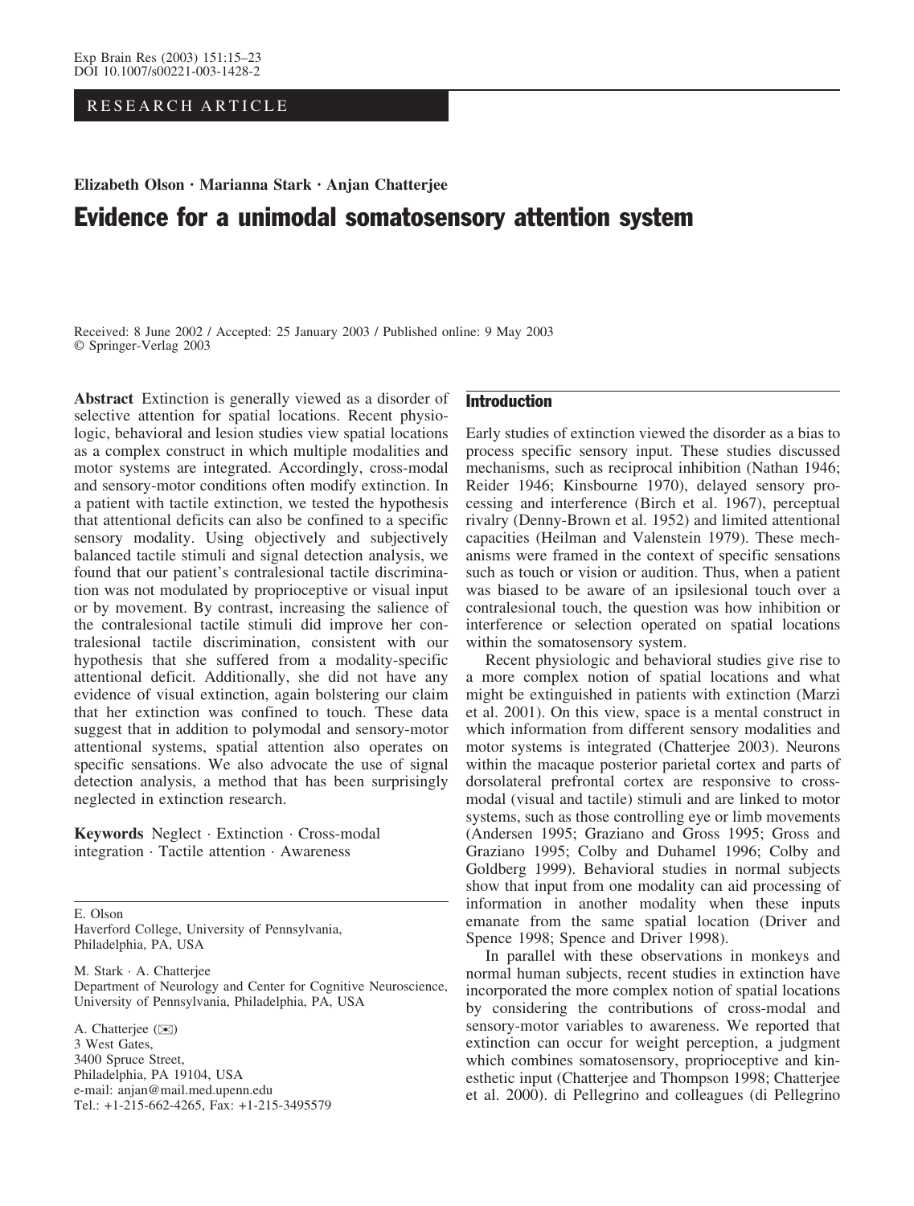RESEARCH ARTICLE

**Elizabeth Olson · Marianna Stark · Anjan Chatterjee**

# Evidence for a unimodal somatosensory attention system

Received: 8 June 2002 / Accepted: 25 January 2003 / Published online: 9 May 2003
© Springer-Verlag 2003

**Abstract** Extinction is generally viewed as a disorder of selective attention for spatial locations. Recent physiologic, behavioral and lesion studies view spatial locations as a complex construct in which multiple modalities and motor systems are integrated. Accordingly, cross-modal and sensory-motor conditions often modify extinction. In a patient with tactile extinction, we tested the hypothesis that attentional deficits can also be confined to a specific sensory modality. Using objectively and subjectively balanced tactile stimuli and signal detection analysis, we found that our patient's contralesional tactile discrimination was not modulated by proprioceptive or visual input or by movement. By contrast, increasing the salience of the contralesional tactile stimuli did improve her contralesional tactile discrimination, consistent with our hypothesis that she suffered from a modality-specific attentional deficit. Additionally, she did not have any evidence of visual extinction, again bolstering our claim that her extinction was confined to touch. These data suggest that in addition to polymodal and sensory-motor attentional systems, spatial attention also operates on specific sensations. We also advocate the use of signal detection analysis, a method that has been surprisingly neglected in extinction research.

**Keywords** Neglect · Extinction · Cross-modal integration · Tactile attention · Awareness

E. Olson
Haverford College, University of Pennsylvania,
Philadelphia, PA, USA

M. Stark · A. Chatterjee
Department of Neurology and Center for Cognitive Neuroscience,
University of Pennsylvania, Philadelphia, PA, USA

A. Chatterjee (✉)
3 West Gates,
3400 Spruce Street,
Philadelphia, PA 19104, USA
e-mail: anjan@mail.med.upenn.edu
Tel.: +1-215-662-4265, Fax: +1-215-3495579

## Introduction

Early studies of extinction viewed the disorder as a bias to process specific sensory input. These studies discussed mechanisms, such as reciprocal inhibition (Nathan 1946; Reider 1946; Kinsbourne 1970), delayed sensory processing and interference (Birch et al. 1967), perceptual rivalry (Denny-Brown et al. 1952) and limited attentional capacities (Heilman and Valenstein 1979). These mechanisms were framed in the context of specific sensations such as touch or vision or audition. Thus, when a patient was biased to be aware of an ipsilesional touch over a contralesional touch, the question was how inhibition or interference or selection operated on spatial locations within the somatosensory system.

Recent physiologic and behavioral studies give rise to a more complex notion of spatial locations and what might be extinguished in patients with extinction (Marzi et al. 2001). On this view, space is a mental construct in which information from different sensory modalities and motor systems is integrated (Chatterjee 2003). Neurons within the macaque posterior parietal cortex and parts of dorsolateral prefrontal cortex are responsive to cross-modal (visual and tactile) stimuli and are linked to motor systems, such as those controlling eye or limb movements (Andersen 1995; Graziano and Gross 1995; Gross and Graziano 1995; Colby and Duhamel 1996; Colby and Goldberg 1999). Behavioral studies in normal subjects show that input from one modality can aid processing of information in another modality when these inputs emanate from the same spatial location (Driver and Spence 1998; Spence and Driver 1998).

In parallel with these observations in monkeys and normal human subjects, recent studies in extinction have incorporated the more complex notion of spatial locations by considering the contributions of cross-modal and sensory-motor variables to awareness. We reported that extinction can occur for weight perception, a judgment which combines somatosensory, proprioceptive and kinesthetic input (Chatterjee and Thompson 1998; Chatterjee et al. 2000). di Pellegrino and colleagues (di Pellegrino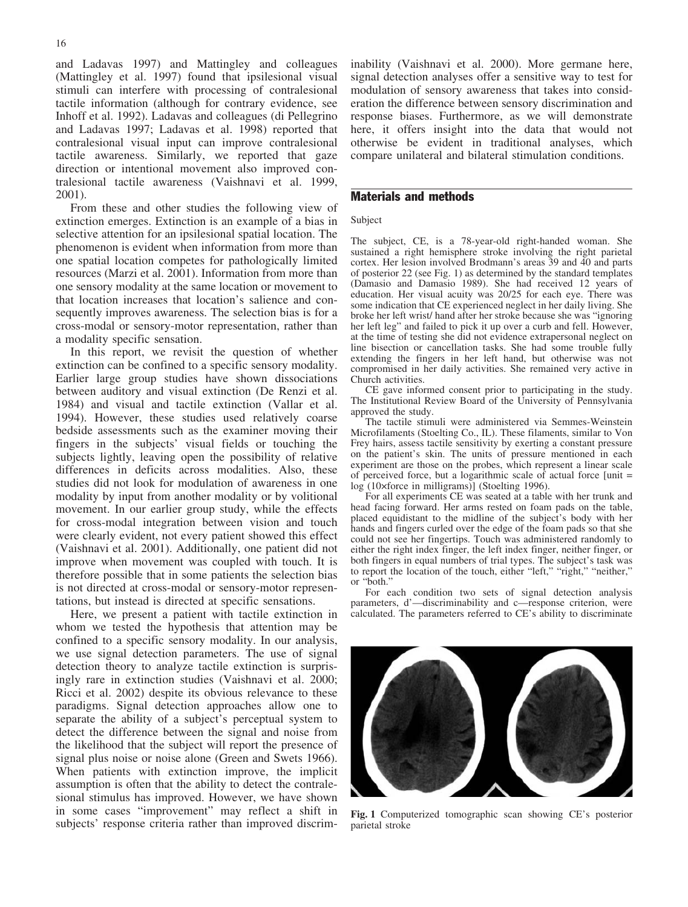and Ladavas 1997) and Mattingley and colleagues (Mattingley et al. 1997) found that ipsilesional visual stimuli can interfere with processing of contralesional tactile information (although for contrary evidence, see Inhoff et al. 1992). Ladavas and colleagues (di Pellegrino and Ladavas 1997; Ladavas et al. 1998) reported that contralesional visual input can improve contralesional tactile awareness. Similarly, we reported that gaze direction or intentional movement also improved contralesional tactile awareness (Vaishnavi et al. 1999, 2001).

From these and other studies the following view of extinction emerges. Extinction is an example of a bias in selective attention for an ipsilesional spatial location. The phenomenon is evident when information from more than one spatial location competes for pathologically limited resources (Marzi et al. 2001). Information from more than one sensory modality at the same location or movement to that location increases that location's salience and consequently improves awareness. The selection bias is for a cross-modal or sensory-motor representation, rather than a modality specific sensation.

In this report, we revisit the question of whether extinction can be confined to a specific sensory modality. Earlier large group studies have shown dissociations between auditory and visual extinction (De Renzi et al. 1984) and visual and tactile extinction (Vallar et al. 1994). However, these studies used relatively coarse bedside assessments such as the examiner moving their fingers in the subjects' visual fields or touching the subjects lightly, leaving open the possibility of relative differences in deficits across modalities. Also, these studies did not look for modulation of awareness in one modality by input from another modality or by volitional movement. In our earlier group study, while the effects for cross-modal integration between vision and touch were clearly evident, not every patient showed this effect (Vaishnavi et al. 2001). Additionally, one patient did not improve when movement was coupled with touch. It is therefore possible that in some patients the selection bias is not directed at cross-modal or sensory-motor representations, but instead is directed at specific sensations.

Here, we present a patient with tactile extinction in whom we tested the hypothesis that attention may be confined to a specific sensory modality. In our analysis, we use signal detection parameters. The use of signal detection theory to analyze tactile extinction is surprisingly rare in extinction studies (Vaishnavi et al. 2000; Ricci et al. 2002) despite its obvious relevance to these paradigms. Signal detection approaches allow one to separate the ability of a subject's perceptual system to detect the difference between the signal and noise from the likelihood that the subject will report the presence of signal plus noise or noise alone (Green and Swets 1966). When patients with extinction improve, the implicit assumption is often that the ability to detect the contralesional stimulus has improved. However, we have shown in some cases "improvement" may reflect a shift in subjects' response criteria rather than improved discriminability (Vaishnavi et al. 2000). More germane here, signal detection analyses offer a sensitive way to test for modulation of sensory awareness that takes into consideration the difference between sensory discrimination and response biases. Furthermore, as we will demonstrate here, it offers insight into the data that would not otherwise be evident in traditional analyses, which compare unilateral and bilateral stimulation conditions.

## Materials and methods

### Subject

The subject, CE, is a 78-year-old right-handed woman. She sustained a right hemisphere stroke involving the right parietal cortex. Her lesion involved Brodmann's areas 39 and 40 and parts of posterior 22 (see Fig. 1) as determined by the standard templates (Damasio and Damasio 1989). She had received 12 years of education. Her visual acuity was 20/25 for each eye. There was some indication that CE experienced neglect in her daily living. She broke her left wrist/ hand after her stroke because she was "ignoring her left leg" and failed to pick it up over a curb and fell. However, at the time of testing she did not evidence extrapersonal neglect on line bisection or cancellation tasks. She had some trouble fully extending the fingers in her left hand, but otherwise was not compromised in her daily activities. She remained very active in Church activities.

CE gave informed consent prior to participating in the study. The Institutional Review Board of the University of Pennsylvania approved the study.

The tactile stimuli were administered via Semmes-Weinstein Microfilaments (Stoelting Co., IL). These filaments, similar to Von Frey hairs, assess tactile sensitivity by exerting a constant pressure on the patient's skin. The units of pressure mentioned in each experiment are those on the probes, which represent a linear scale of perceived force, but a logarithmic scale of actual force [unit = log (10×force in milligrams)] (Stoelting 1996).

For all experiments CE was seated at a table with her trunk and head facing forward. Her arms rested on foam pads on the table, placed equidistant to the midline of the subject's body with her hands and fingers curled over the edge of the foam pads so that she could not see her fingertips. Touch was administered randomly to either the right index finger, the left index finger, neither finger, or both fingers in equal numbers of trial types. The subject's task was to report the location of the touch, either "left," "right," "neither," or "both."

For each condition two sets of signal detection analysis parameters, d'—discriminability and c—response criterion, were calculated. The parameters referred to CE's ability to discriminate

**Fig. 1** Computerized tomographic scan showing CE's posterior parietal stroke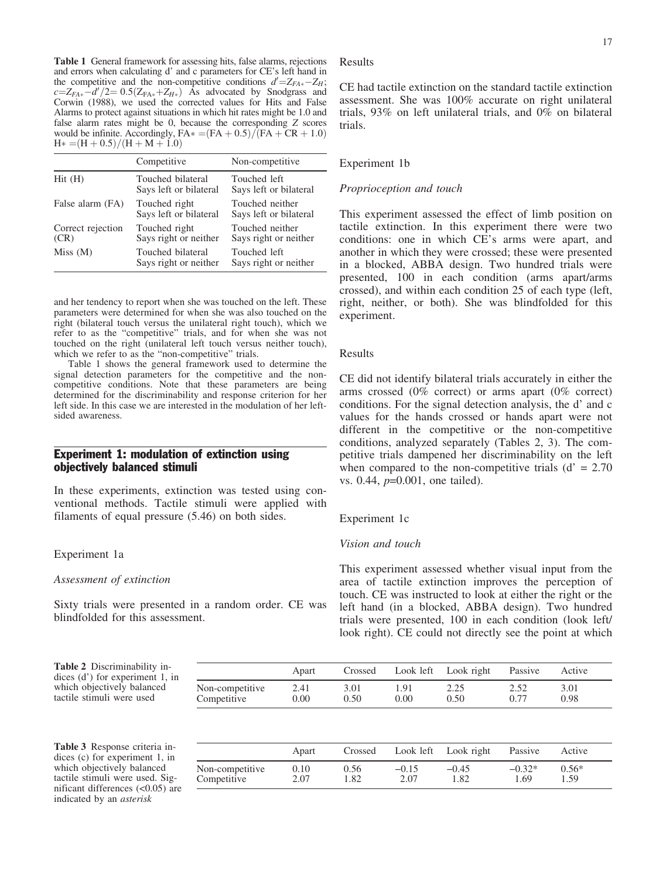**Table 1** General framework for assessing hits, false alarms, rejections and errors when calculating d' and c parameters for CE's left hand in the competitive and the non-competitive conditions $d'=Z_{FA*}-Z_H$; $c=Z_{FA*}-d'/2=0.5(Z_{FA*}+Z_{H*})$ As advocated by Snodgrass and Corwin (1988), we used the corrected values for Hits and False Alarms to protect against situations in which hit rates might be 1.0 and false alarm rates might be 0, because the corresponding Z scores would be infinite. Accordingly, $FA*=(FA+0.5)/(FA+CR+1.0)$ $H*=(H+0.5)/(H+M+1.0)$

| | Competitive | Non-competitive |
|---|---|---|
| Hit (H) | Touched bilateral Says left or bilateral | Touched left Says left or bilateral |
| False alarm (FA) | Touched right Says left or bilateral | Touched neither Says left or bilateral |
| Correct rejection (CR) | Touched right Says right or neither | Touched neither Says right or neither |
| Miss (M) | Touched bilateral Says right or neither | Touched left Says right or neither |

and her tendency to report when she was touched on the left. These parameters were determined for when she was also touched on the right (bilateral touch versus the unilateral right touch), which we refer to as the "competitive" trials, and for when she was not touched on the right (unilateral left touch versus neither touch), which we refer to as the "non-competitive" trials.

Table 1 shows the general framework used to determine the signal detection parameters for the competitive and the non-competitive conditions. Note that these parameters are being determined for the discriminability and response criterion for her left side. In this case we are interested in the modulation of her left-sided awareness.

## Experiment 1: modulation of extinction using objectively balanced stimuli

In these experiments, extinction was tested using conventional methods. Tactile stimuli were applied with filaments of equal pressure (5.46) on both sides.

### Experiment 1a

*Assessment of extinction*

Sixty trials were presented in a random order. CE was blindfolded for this assessment.

### Results

CE had tactile extinction on the standard tactile extinction assessment. She was 100% accurate on right unilateral trials, 93% on left unilateral trials, and 0% on bilateral trials.

### Experiment 1b

*Proprioception and touch*

This experiment assessed the effect of limb position on tactile extinction. In this experiment there were two conditions: one in which CE's arms were apart, and another in which they were crossed; these were presented in a blocked, ABBA design. Two hundred trials were presented, 100 in each condition (arms apart/arms crossed), and within each condition 25 of each type (left, right, neither, or both). She was blindfolded for this experiment.

### Results

CE did not identify bilateral trials accurately in either the arms crossed (0% correct) or arms apart (0% correct) conditions. For the signal detection analysis, the d' and c values for the hands crossed or hands apart were not different in the competitive or the non-competitive conditions, analyzed separately (Tables 2, 3). The competitive trials dampened her discriminability on the left when compared to the non-competitive trials (d' = 2.70 vs. 0.44, $p$=0.001, one tailed).

### Experiment 1c

*Vision and touch*

This experiment assessed whether visual input from the area of tactile extinction improves the perception of touch. CE was instructed to look at either the right or the left hand (in a blocked, ABBA design). Two hundred trials were presented, 100 in each condition (look left/look right). CE could not directly see the point at which

**Table 2** Discriminability indices (d') for experiment 1, in which objectively balanced tactile stimuli were used

| | Apart | Crossed | Look left | Look right | Passive | Active |
|---|---|---|---|---|---|---|
| Non-competitive | 2.41 | 3.01 | 1.91 | 2.25 | 2.52 | 3.01 |
| Competitive | 0.00 | 0.50 | 0.00 | 0.50 | 0.77 | 0.98 |

**Table 3** Response criteria indices (c) for experiment 1, in which objectively balanced tactile stimuli were used. Significant differences (<0.05) are indicated by an *asterisk*

| | Apart | Crossed | Look left | Look right | Passive | Active |
|---|---|---|---|---|---|---|
| Non-competitive | 0.10 | 0.56 | −0.15 | −0.45 | −0.32* | 0.56* |
| Competitive | 2.07 | 1.82 | 2.07 | 1.82 | 1.69 | 1.59 |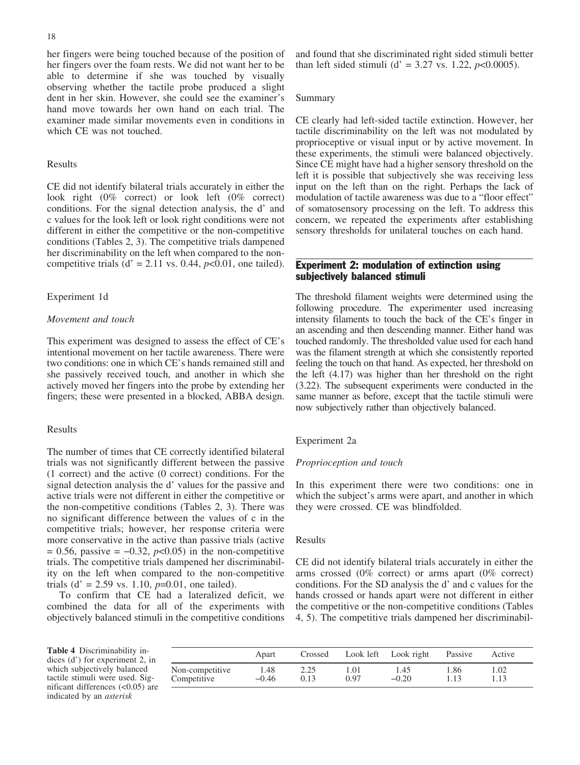her fingers were being touched because of the position of her fingers over the foam rests. We did not want her to be able to determine if she was touched by visually observing whether the tactile probe produced a slight dent in her skin. However, she could see the examiner's hand move towards her own hand on each trial. The examiner made similar movements even in conditions in which CE was not touched.

Results

CE did not identify bilateral trials accurately in either the look right (0% correct) or look left (0% correct) conditions. For the signal detection analysis, the d' and c values for the look left or look right conditions were not different in either the competitive or the non-competitive conditions (Tables 2, 3). The competitive trials dampened her discriminability on the left when compared to the non-competitive trials (d' = 2.11 vs. 0.44, $p<0.01$, one tailed).

Experiment 1d

*Movement and touch*

This experiment was designed to assess the effect of CE's intentional movement on her tactile awareness. There were two conditions: one in which CE's hands remained still and she passively received touch, and another in which she actively moved her fingers into the probe by extending her fingers; these were presented in a blocked, ABBA design.

Results

The number of times that CE correctly identified bilateral trials was not significantly different between the passive (1 correct) and the active (0 correct) conditions. For the signal detection analysis the d' values for the passive and active trials were not different in either the competitive or the non-competitive conditions (Tables 2, 3). There was no significant difference between the values of c in the competitive trials; however, her response criteria were more conservative in the active than passive trials (active = 0.56, passive = −0.32, $p<0.05$) in the non-competitive trials. The competitive trials dampened her discriminability on the left when compared to the non-competitive trials (d' = 2.59 vs. 1.10, $p=0.01$, one tailed).

To confirm that CE had a lateralized deficit, we combined the data for all of the experiments with objectively balanced stimuli in the competitive conditions and found that she discriminated right sided stimuli better than left sided stimuli (d' = 3.27 vs. 1.22, $p<0.0005$).

Summary

CE clearly had left-sided tactile extinction. However, her tactile discriminability on the left was not modulated by proprioceptive or visual input or by active movement. In these experiments, the stimuli were balanced objectively. Since CE might have had a higher sensory threshold on the left it is possible that subjectively she was receiving less input on the left than on the right. Perhaps the lack of modulation of tactile awareness was due to a "floor effect" of somatosensory processing on the left. To address this concern, we repeated the experiments after establishing sensory thresholds for unilateral touches on each hand.

## Experiment 2: modulation of extinction using subjectively balanced stimuli

The threshold filament weights were determined using the following procedure. The experimenter used increasing intensity filaments to touch the back of the CE's finger in an ascending and then descending manner. Either hand was touched randomly. The thresholded value used for each hand was the filament strength at which she consistently reported feeling the touch on that hand. As expected, her threshold on the left (4.17) was higher than her threshold on the right (3.22). The subsequent experiments were conducted in the same manner as before, except that the tactile stimuli were now subjectively rather than objectively balanced.

Experiment 2a

*Proprioception and touch*

In this experiment there were two conditions: one in which the subject's arms were apart, and another in which they were crossed. CE was blindfolded.

Results

CE did not identify bilateral trials accurately in either the arms crossed (0% correct) or arms apart (0% correct) conditions. For the SD analysis the d' and c values for the hands crossed or hands apart were not different in either the competitive or the non-competitive conditions (Tables 4, 5). The competitive trials dampened her discriminabil-

**Table 4** Discriminability indices (d') for experiment 2, in which subjectively balanced tactile stimuli were used. Significant differences (<0.05) are indicated by an *asterisk*

| | Apart | Crossed | Look left | Look right | Passive | Active |
|---|---|---|---|---|---|---|
| Non-competitive | 1.48 | 2.25 | 1.01 | 1.45 | 1.86 | 1.02 |
| Competitive | −0.46 | 0.13 | 0.97 | −0.20 | 1.13 | 1.13 |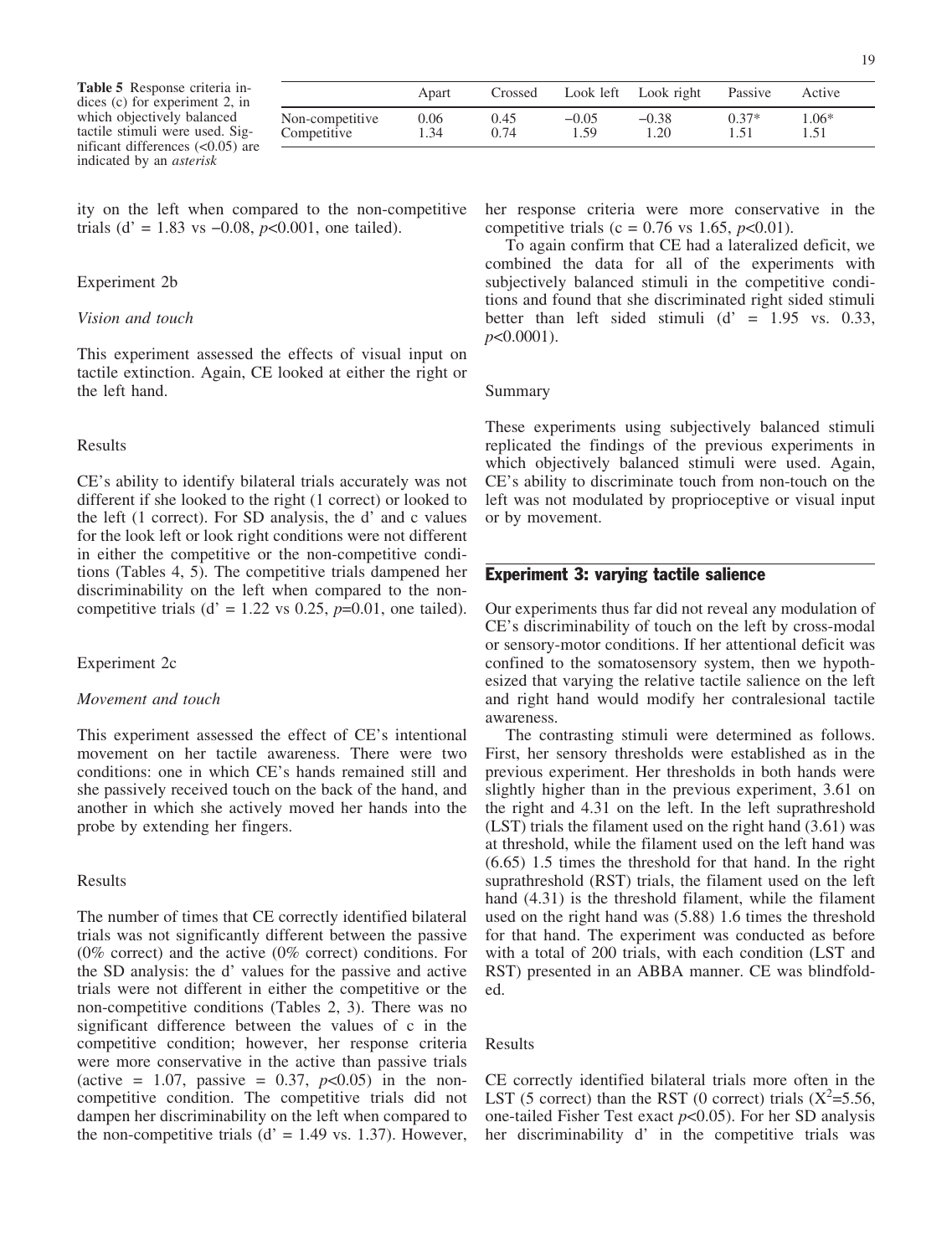**Table 5** Response criteria indices (c) for experiment 2, in which objectively balanced tactile stimuli were used. Significant differences (<0.05) are indicated by an *asterisk*

| | Apart | Crossed | Look left | Look right | Passive | Active |
|---|---|---|---|---|---|---|
| Non-competitive | 0.06 | 0.45 | −0.05 | −0.38 | 0.37* | 1.06* |
| Competitive | 1.34 | 0.74 | 1.59 | 1.20 | 1.51 | 1.51 |

ity on the left when compared to the non-competitive trials (d' = 1.83 vs −0.08, $p<0.001$, one tailed).

### Experiment 2b

#### *Vision and touch*

This experiment assessed the effects of visual input on tactile extinction. Again, CE looked at either the right or the left hand.

#### Results

CE's ability to identify bilateral trials accurately was not different if she looked to the right (1 correct) or looked to the left (1 correct). For SD analysis, the d' and c values for the look left or look right conditions were not different in either the competitive or the non-competitive conditions (Tables 4, 5). The competitive trials dampened her discriminability on the left when compared to the non-competitive trials (d' = 1.22 vs 0.25, $p=0.01$, one tailed).

### Experiment 2c

#### *Movement and touch*

This experiment assessed the effect of CE's intentional movement on her tactile awareness. There were two conditions: one in which CE's hands remained still and she passively received touch on the back of the hand, and another in which she actively moved her hands into the probe by extending her fingers.

#### Results

The number of times that CE correctly identified bilateral trials was not significantly different between the passive (0% correct) and the active (0% correct) conditions. For the SD analysis: the d' values for the passive and active trials were not different in either the competitive or the non-competitive conditions (Tables 2, 3). There was no significant difference between the values of c in the competitive condition; however, her response criteria were more conservative in the active than passive trials (active = 1.07, passive = 0.37, $p<0.05$) in the non-competitive condition. The competitive trials did not dampen her discriminability on the left when compared to the non-competitive trials (d' = 1.49 vs. 1.37). However, her response criteria were more conservative in the competitive trials (c = 0.76 vs 1.65, $p<0.01$).

To again confirm that CE had a lateralized deficit, we combined the data for all of the experiments with subjectively balanced stimuli in the competitive conditions and found that she discriminated right sided stimuli better than left sided stimuli (d' = 1.95 vs. 0.33, $p<0.0001$).

#### Summary

These experiments using subjectively balanced stimuli replicated the findings of the previous experiments in which objectively balanced stimuli were used. Again, CE's ability to discriminate touch from non-touch on the left was not modulated by proprioceptive or visual input or by movement.

## Experiment 3: varying tactile salience

Our experiments thus far did not reveal any modulation of CE's discriminability of touch on the left by cross-modal or sensory-motor conditions. If her attentional deficit was confined to the somatosensory system, then we hypothesized that varying the relative tactile salience on the left and right hand would modify her contralesional tactile awareness.

The contrasting stimuli were determined as follows. First, her sensory thresholds were established as in the previous experiment. Her thresholds in both hands were slightly higher than in the previous experiment, 3.61 on the right and 4.31 on the left. In the left suprathreshold (LST) trials the filament used on the right hand (3.61) was at threshold, while the filament used on the left hand was (6.65) 1.5 times the threshold for that hand. In the right suprathreshold (RST) trials, the filament used on the left hand (4.31) is the threshold filament, while the filament used on the right hand was (5.88) 1.6 times the threshold for that hand. The experiment was conducted as before with a total of 200 trials, with each condition (LST and RST) presented in an ABBA manner. CE was blindfolded.

#### Results

CE correctly identified bilateral trials more often in the LST (5 correct) than the RST (0 correct) trials ($X^2=5.56$, one-tailed Fisher Test exact $p<0.05$). For her SD analysis her discriminability d' in the competitive trials was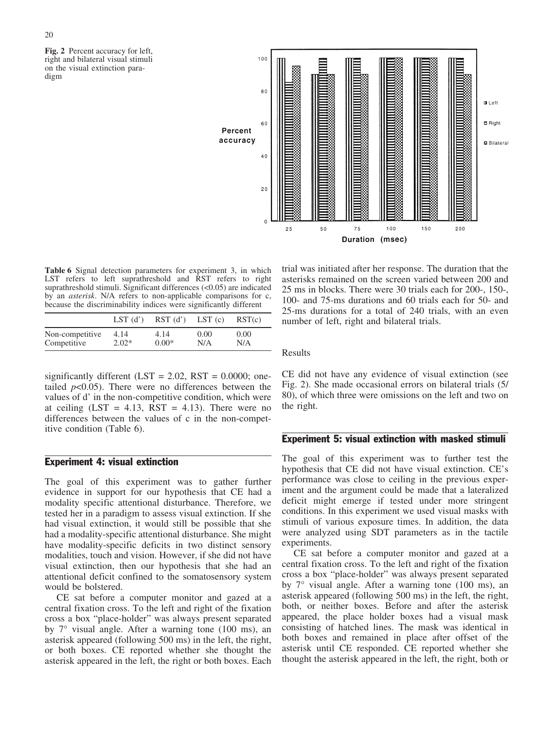**Fig. 2** Percent accuracy for left, right and bilateral visual stimuli on the visual extinction paradigm

**Table 6** Signal detection parameters for experiment 3, in which LST refers to left suprathreshold and RST refers to right suprathreshold stimuli. Significant differences (<0.05) are indicated by an *asterisk*. N/A refers to non-applicable comparisons for c, because the discriminability indices were significantly different

| | LST (d') | RST (d') | LST (c) | RST(c) |
|---|---|---|---|---|
| Non-competitive | 4.14 | 4.14 | 0.00 | 0.00 |
| Competitive | 2.02* | 0.00* | N/A | N/A |

significantly different (LST = 2.02, RST = 0.0000; one-tailed $p<0.05$). There were no differences between the values of d' in the non-competitive condition, which were at ceiling (LST = 4.13, RST = 4.13). There were no differences between the values of c in the non-competitive condition (Table 6).

## Experiment 4: visual extinction

The goal of this experiment was to gather further evidence in support for our hypothesis that CE had a modality specific attentional disturbance. Therefore, we tested her in a paradigm to assess visual extinction. If she had visual extinction, it would still be possible that she had a modality-specific attentional disturbance. She might have modality-specific deficits in two distinct sensory modalities, touch and vision. However, if she did not have visual extinction, then our hypothesis that she had an attentional deficit confined to the somatosensory system would be bolstered.

CE sat before a computer monitor and gazed at a central fixation cross. To the left and right of the fixation cross a box "place-holder" was always present separated by 7° visual angle. After a warning tone (100 ms), an asterisk appeared (following 500 ms) in the left, the right, or both boxes. CE reported whether she thought the asterisk appeared in the left, the right or both boxes. Each trial was initiated after her response. The duration that the asterisks remained on the screen varied between 200 and 25 ms in blocks. There were 30 trials each for 200-, 150-, 100- and 75-ms durations and 60 trials each for 50- and 25-ms durations for a total of 240 trials, with an even number of left, right and bilateral trials.

### Results

CE did not have any evidence of visual extinction (see Fig. 2). She made occasional errors on bilateral trials (5/80), of which three were omissions on the left and two on the right.

## Experiment 5: visual extinction with masked stimuli

The goal of this experiment was to further test the hypothesis that CE did not have visual extinction. CE's performance was close to ceiling in the previous experiment and the argument could be made that a lateralized deficit might emerge if tested under more stringent conditions. In this experiment we used visual masks with stimuli of various exposure times. In addition, the data were analyzed using SDT parameters as in the tactile experiments.

CE sat before a computer monitor and gazed at a central fixation cross. To the left and right of the fixation cross a box "place-holder" was always present separated by 7° visual angle. After a warning tone (100 ms), an asterisk appeared (following 500 ms) in the left, the right, both, or neither boxes. Before and after the asterisk appeared, the place holder boxes had a visual mask consisting of hatched lines. The mask was identical in both boxes and remained in place after offset of the asterisk until CE responded. CE reported whether she thought the asterisk appeared in the left, the right, both or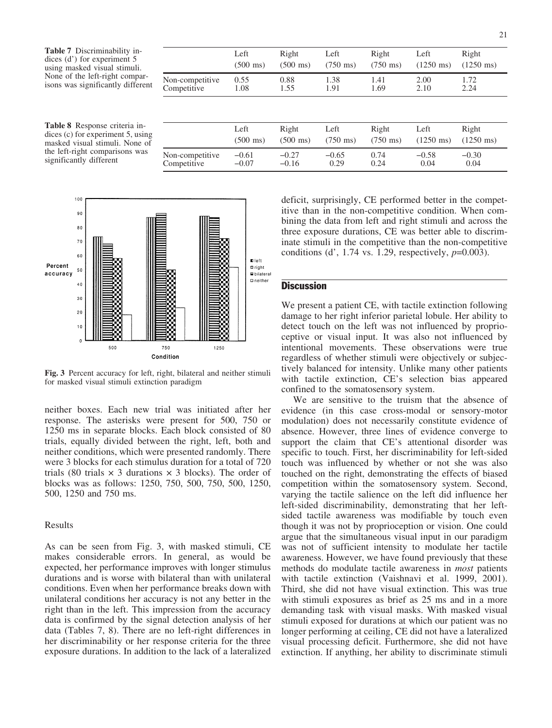**Table 7** Discriminability indices (d') for experiment 5 using masked visual stimuli. None of the left-right comparisons was significantly different

| | Left (500 ms) | Right (500 ms) | Left (750 ms) | Right (750 ms) | Left (1250 ms) | Right (1250 ms) |
|---|---|---|---|---|---|---|
| Non-competitive | 0.55 | 0.88 | 1.38 | 1.41 | 2.00 | 1.72 |
| Competitive | 1.08 | 1.55 | 1.91 | 1.69 | 2.10 | 2.24 |

**Table 8** Response criteria indices (c) for experiment 5, using masked visual stimuli. None of the left-right comparisons was significantly different

| | Left (500 ms) | Right (500 ms) | Left (750 ms) | Right (750 ms) | Left (1250 ms) | Right (1250 ms) |
|---|---|---|---|---|---|---|
| Non-competitive | −0.61 | −0.27 | −0.65 | 0.74 | −0.58 | −0.30 |
| Competitive | −0.07 | −0.16 | 0.29 | 0.24 | 0.04 | 0.04 |

**Fig. 3** Percent accuracy for left, right, bilateral and neither stimuli for masked visual stimuli extinction paradigm

neither boxes. Each new trial was initiated after her response. The asterisks were present for 500, 750 or 1250 ms in separate blocks. Each block consisted of 80 trials, equally divided between the right, left, both and neither conditions, which were presented randomly. There were 3 blocks for each stimulus duration for a total of 720 trials (80 trials × 3 durations × 3 blocks). The order of blocks was as follows: 1250, 750, 500, 750, 500, 1250, 500, 1250 and 750 ms.

### Results

As can be seen from Fig. 3, with masked stimuli, CE makes considerable errors. In general, as would be expected, her performance improves with longer stimulus durations and is worse with bilateral than with unilateral conditions. Even when her performance breaks down with unilateral conditions her accuracy is not any better in the right than in the left. This impression from the accuracy data is confirmed by the signal detection analysis of her data (Tables 7, 8). There are no left-right differences in her discriminability or her response criteria for the three exposure durations. In addition to the lack of a lateralized deficit, surprisingly, CE performed better in the competitive than in the non-competitive condition. When combining the data from left and right stimuli and across the three exposure durations, CE was better able to discriminate stimuli in the competitive than the non-competitive conditions (d', 1.74 vs. 1.29, respectively, $p$=0.003).

## Discussion

We present a patient CE, with tactile extinction following damage to her right inferior parietal lobule. Her ability to detect touch on the left was not influenced by proprioceptive or visual input. It was also not influenced by intentional movements. These observations were true regardless of whether stimuli were objectively or subjectively balanced for intensity. Unlike many other patients with tactile extinction, CE's selection bias appeared confined to the somatosensory system.

We are sensitive to the truism that the absence of evidence (in this case cross-modal or sensory-motor modulation) does not necessarily constitute evidence of absence. However, three lines of evidence converge to support the claim that CE's attentional disorder was specific to touch. First, her discriminability for left-sided touch was influenced by whether or not she was also touched on the right, demonstrating the effects of biased competition within the somatosensory system. Second, varying the tactile salience on the left did influence her left-sided discriminability, demonstrating that her left-sided tactile awareness was modifiable by touch even though it was not by proprioception or vision. One could argue that the simultaneous visual input in our paradigm was not of sufficient intensity to modulate her tactile awareness. However, we have found previously that these methods do modulate tactile awareness in *most* patients with tactile extinction (Vaishnavi et al. 1999, 2001). Third, she did not have visual extinction. This was true with stimuli exposures as brief as 25 ms and in a more demanding task with visual masks. With masked visual stimuli exposed for durations at which our patient was no longer performing at ceiling, CE did not have a lateralized visual processing deficit. Furthermore, she did not have extinction. If anything, her ability to discriminate stimuli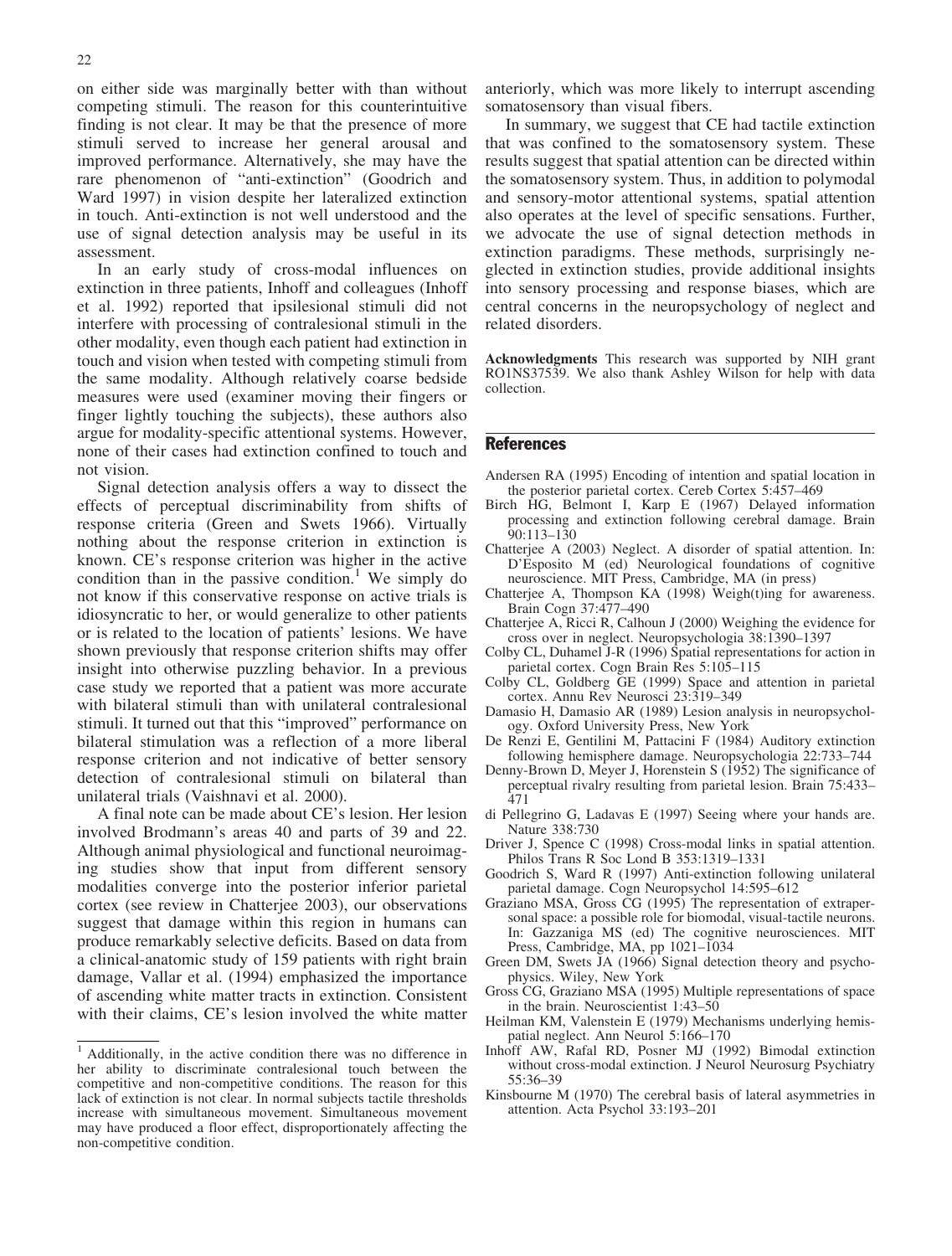on either side was marginally better with than without competing stimuli. The reason for this counterintuitive finding is not clear. It may be that the presence of more stimuli served to increase her general arousal and improved performance. Alternatively, she may have the rare phenomenon of "anti-extinction" (Goodrich and Ward 1997) in vision despite her lateralized extinction in touch. Anti-extinction is not well understood and the use of signal detection analysis may be useful in its assessment.

In an early study of cross-modal influences on extinction in three patients, Inhoff and colleagues (Inhoff et al. 1992) reported that ipsilesional stimuli did not interfere with processing of contralesional stimuli in the other modality, even though each patient had extinction in touch and vision when tested with competing stimuli from the same modality. Although relatively coarse bedside measures were used (examiner moving their fingers or finger lightly touching the subjects), these authors also argue for modality-specific attentional systems. However, none of their cases had extinction confined to touch and not vision.

Signal detection analysis offers a way to dissect the effects of perceptual discriminability from shifts of response criteria (Green and Swets 1966). Virtually nothing about the response criterion in extinction is known. CE's response criterion was higher in the active condition than in the passive condition.[1] We simply do not know if this conservative response on active trials is idiosyncratic to her, or would generalize to other patients or is related to the location of patients' lesions. We have shown previously that response criterion shifts may offer insight into otherwise puzzling behavior. In a previous case study we reported that a patient was more accurate with bilateral stimuli than with unilateral contralesional stimuli. It turned out that this "improved" performance on bilateral stimulation was a reflection of a more liberal response criterion and not indicative of better sensory detection of contralesional stimuli on bilateral than unilateral trials (Vaishnavi et al. 2000).

A final note can be made about CE's lesion. Her lesion involved Brodmann's areas 40 and parts of 39 and 22. Although animal physiological and functional neuroimaging studies show that input from different sensory modalities converge into the posterior inferior parietal cortex (see review in Chatterjee 2003), our observations suggest that damage within this region in humans can produce remarkably selective deficits. Based on data from a clinical-anatomic study of 159 patients with right brain damage, Vallar et al. (1994) emphasized the importance of ascending white matter tracts in extinction. Consistent with their claims, CE's lesion involved the white matter anteriorly, which was more likely to interrupt ascending somatosensory than visual fibers.

In summary, we suggest that CE had tactile extinction that was confined to the somatosensory system. These results suggest that spatial attention can be directed within the somatosensory system. Thus, in addition to polymodal and sensory-motor attentional systems, spatial attention also operates at the level of specific sensations. Further, we advocate the use of signal detection methods in extinction paradigms. These methods, surprisingly neglected in extinction studies, provide additional insights into sensory processing and response biases, which are central concerns in the neuropsychology of neglect and related disorders.

[1] Additionally, in the active condition there was no difference in her ability to discriminate contralesional touch between the competitive and non-competitive conditions. The reason for this lack of extinction is not clear. In normal subjects tactile thresholds increase with simultaneous movement. Simultaneous movement may have produced a floor effect, disproportionately affecting the non-competitive condition.

**Acknowledgments** This research was supported by NIH grant RO1NS37539. We also thank Ashley Wilson for help with data collection.

## References

- Andersen RA (1995) Encoding of intention and spatial location in the posterior parietal cortex. Cereb Cortex 5:457–469
- Birch HG, Belmont I, Karp E (1967) Delayed information processing and extinction following cerebral damage. Brain 90:113–130
- Chatterjee A (2003) Neglect. A disorder of spatial attention. In: D'Esposito M (ed) Neurological foundations of cognitive neuroscience. MIT Press, Cambridge, MA (in press)
- Chatterjee A, Thompson KA (1998) Weigh(t)ing for awareness. Brain Cogn 37:477–490
- Chatterjee A, Ricci R, Calhoun J (2000) Weighing the evidence for cross over in neglect. Neuropsychologia 38:1390–1397
- Colby CL, Duhamel J-R (1996) Spatial representations for action in parietal cortex. Cogn Brain Res 5:105–115
- Colby CL, Goldberg GE (1999) Space and attention in parietal cortex. Annu Rev Neurosci 23:319–349
- Damasio H, Damasio AR (1989) Lesion analysis in neuropsychology. Oxford University Press, New York
- De Renzi E, Gentilini M, Pattacini F (1984) Auditory extinction following hemisphere damage. Neuropsychologia 22:733–744
- Denny-Brown D, Meyer J, Horenstein S (1952) The significance of perceptual rivalry resulting from parietal lesion. Brain 75:433–471
- di Pellegrino G, Ladavas E (1997) Seeing where your hands are. Nature 338:730
- Driver J, Spence C (1998) Cross-modal links in spatial attention. Philos Trans R Soc Lond B 353:1319–1331
- Goodrich S, Ward R (1997) Anti-extinction following unilateral parietal damage. Cogn Neuropsychol 14:595–612
- Graziano MSA, Gross CG (1995) The representation of extrapersonal space: a possible role for biomodal, visual-tactile neurons. In: Gazzaniga MS (ed) The cognitive neurosciences. MIT Press, Cambridge, MA, pp 1021–1034
- Green DM, Swets JA (1966) Signal detection theory and psychophysics. Wiley, New York
- Gross CG, Graziano MSA (1995) Multiple representations of space in the brain. Neuroscientist 1:43–50
- Heilman KM, Valenstein E (1979) Mechanisms underlying hemispatial neglect. Ann Neurol 5:166–170
- Inhoff AW, Rafal RD, Posner MJ (1992) Bimodal extinction without cross-modal extinction. J Neurol Neurosurg Psychiatry 55:36–39
- Kinsbourne M (1970) The cerebral basis of lateral asymmetries in attention. Acta Psychol 33:193–201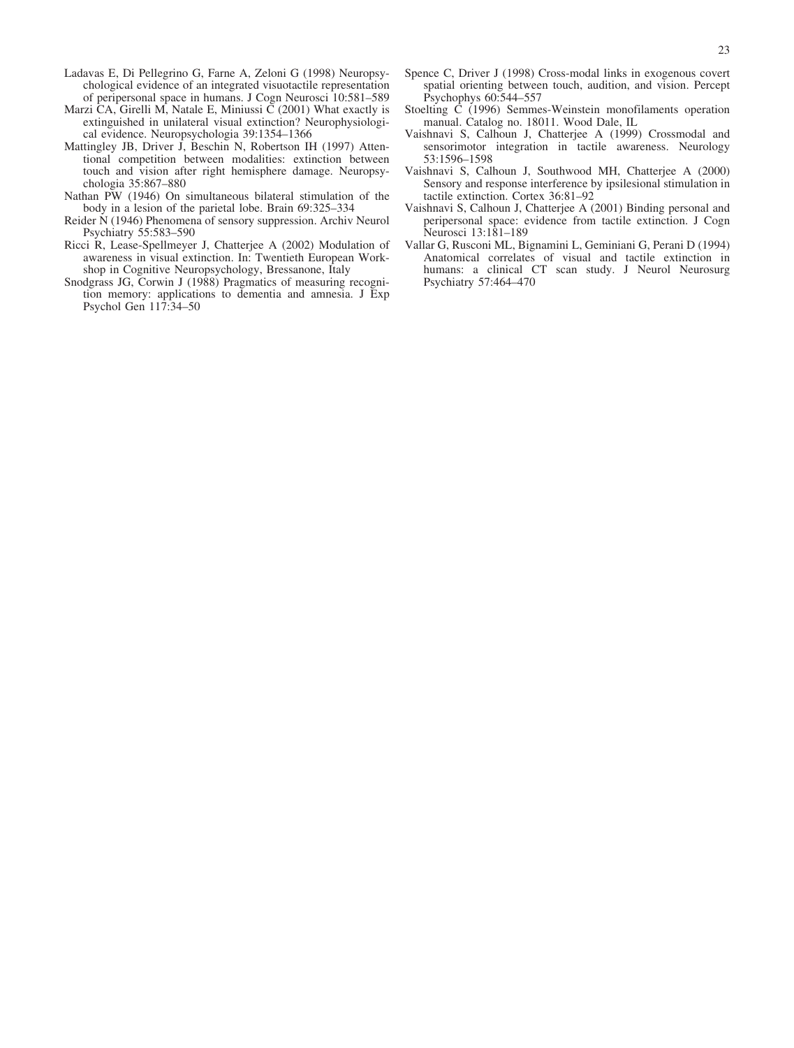Ladavas E, Di Pellegrino G, Farne A, Zeloni G (1998) Neuropsychological evidence of an integrated visuotactile representation of peripersonal space in humans. J Cogn Neurosci 10:581–589

Marzi CA, Girelli M, Natale E, Miniussi C (2001) What exactly is extinguished in unilateral visual extinction? Neurophysiological evidence. Neuropsychologia 39:1354–1366

Mattingley JB, Driver J, Beschin N, Robertson IH (1997) Attentional competition between modalities: extinction between touch and vision after right hemisphere damage. Neuropsychologia 35:867–880

Nathan PW (1946) On simultaneous bilateral stimulation of the body in a lesion of the parietal lobe. Brain 69:325–334

Reider N (1946) Phenomena of sensory suppression. Archiv Neurol Psychiatry 55:583–590

Ricci R, Lease-Spellmeyer J, Chatterjee A (2002) Modulation of awareness in visual extinction. In: Twentieth European Workshop in Cognitive Neuropsychology, Bressanone, Italy

Snodgrass JG, Corwin J (1988) Pragmatics of measuring recognition memory: applications to dementia and amnesia. J Exp Psychol Gen 117:34–50

Spence C, Driver J (1998) Cross-modal links in exogenous covert spatial orienting between touch, audition, and vision. Percept Psychophys 60:544–557

Stoelting C (1996) Semmes-Weinstein monofilaments operation manual. Catalog no. 18011. Wood Dale, IL

Vaishnavi S, Calhoun J, Chatterjee A (1999) Crossmodal and sensorimotor integration in tactile awareness. Neurology 53:1596–1598

Vaishnavi S, Calhoun J, Southwood MH, Chatterjee A (2000) Sensory and response interference by ipsilesional stimulation in tactile extinction. Cortex 36:81–92

Vaishnavi S, Calhoun J, Chatterjee A (2001) Binding personal and peripersonal space: evidence from tactile extinction. J Cogn Neurosci 13:181–189

Vallar G, Rusconi ML, Bignamini L, Geminiani G, Perani D (1994) Anatomical correlates of visual and tactile extinction in humans: a clinical CT scan study. J Neurol Neurosurg Psychiatry 57:464–470